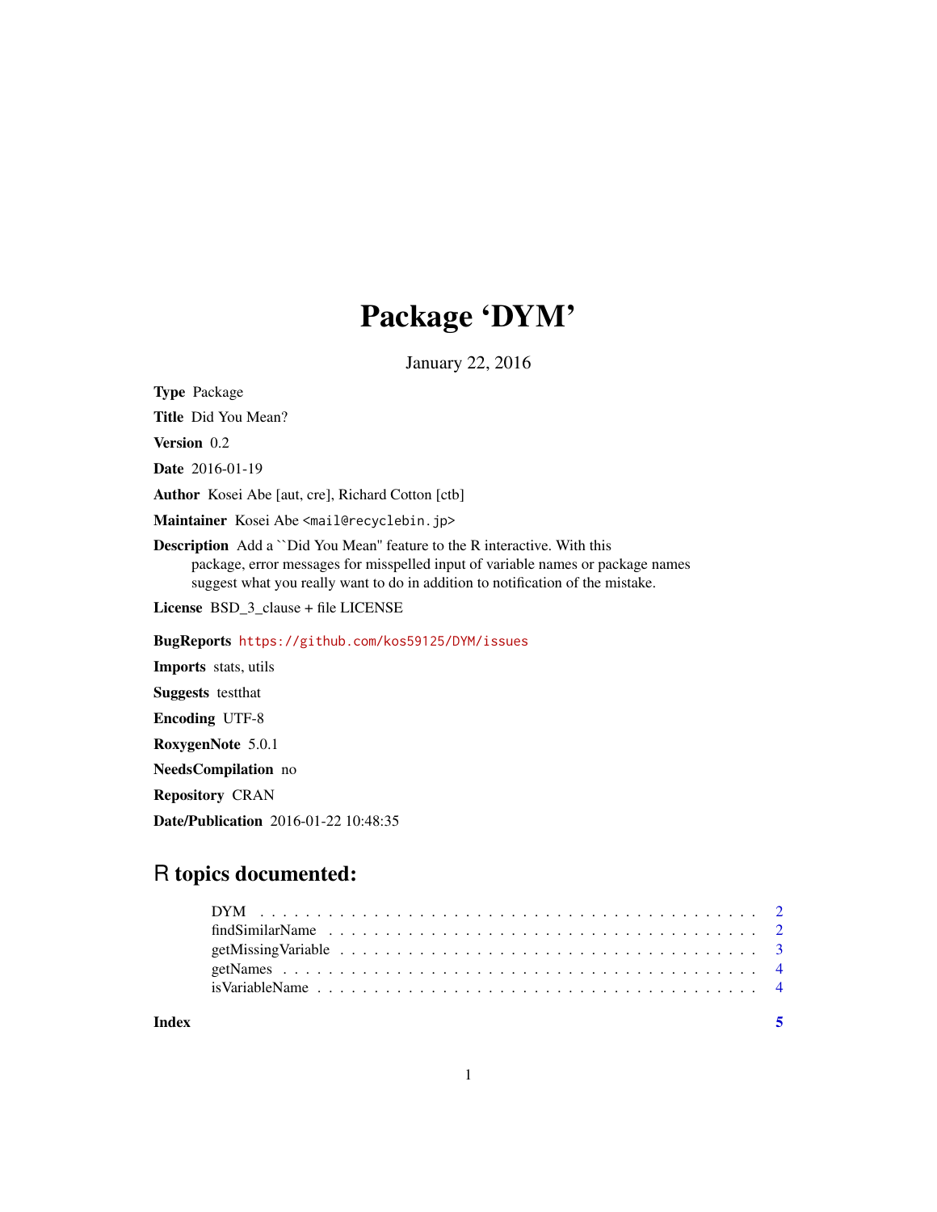# Package 'DYM'

January 22, 2016

**Type** Package

**Title** Did You Mean?

**Version** 0.2

**Date** 2016-01-19

**Author** Kosei Abe [aut, cre], Richard Cotton [ctb]

**Maintainer** Kosei Abe <mail@recyclebin.jp>

**Description** Add a ``Did You Mean'' feature to the R interactive. With this package, error messages for misspelled input of variable names or package names suggest what you really want to do in addition to notification of the mistake.

**License** BSD_3_clause + file LICENSE

**BugReports** https://github.com/kos59125/DYM/issues

**Imports** stats, utils

**Suggests** testthat

**Encoding** UTF-8

**RoxygenNote** 5.0.1

**NeedsCompilation** no

**Repository** CRAN

**Date/Publication** 2016-01-22 10:48:35

## R topics documented:

- DYM . . . . . . . . . . . . . . . . . . . . . . . . . . . . . . . . . . . . . . . . . . . 2
- findSimilarName . . . . . . . . . . . . . . . . . . . . . . . . . . . . . . . . . . . . 2
- getMissingVariable . . . . . . . . . . . . . . . . . . . . . . . . . . . . . . . . . . . 3
- getNames . . . . . . . . . . . . . . . . . . . . . . . . . . . . . . . . . . . . . . . . 4
- isVariableName . . . . . . . . . . . . . . . . . . . . . . . . . . . . . . . . . . . . . 4

**Index** 5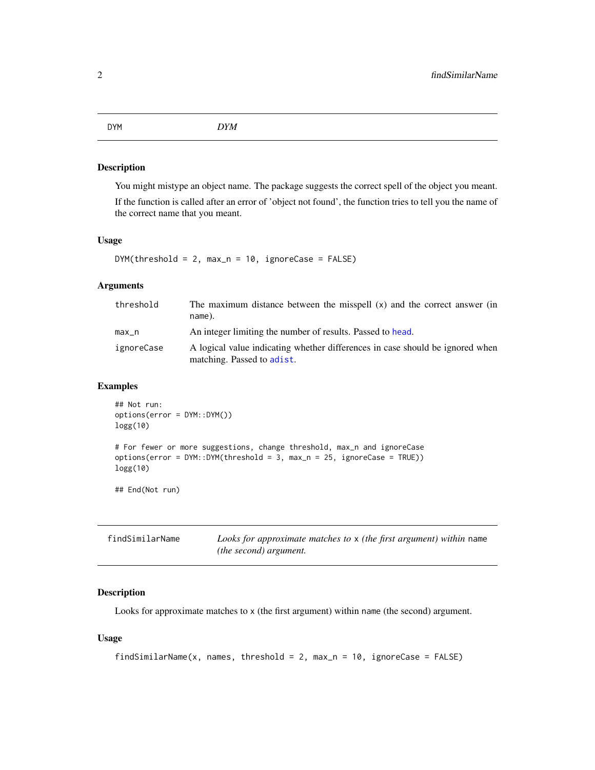## DYM

*DYM*

### Description

You might mistype an object name. The package suggests the correct spell of the object you meant.

If the function is called after an error of 'object not found', the function tries to tell you the name of the correct name that you meant.

### Usage

```
DYM(threshold = 2, max_n = 10, ignoreCase = FALSE)
```

### Arguments

| | |
|---|---|
| `threshold` | The maximum distance between the misspell (x) and the correct answer (in `name`). |
| `max_n` | An integer limiting the number of results. Passed to `head`. |
| `ignoreCase` | A logical value indicating whether differences in case should be ignored when matching. Passed to `adist`. |

### Examples

```
## Not run:
options(error = DYM::DYM())
logg(10)

# For fewer or more suggestions, change threshold, max_n and ignoreCase
options(error = DYM::DYM(threshold = 3, max_n = 25, ignoreCase = TRUE))
logg(10)

## End(Not run)
```

## findSimilarName

*Looks for approximate matches to* `x` *(the first argument) within* `name` *(the second) argument.*

### Description

Looks for approximate matches to `x` (the first argument) within `name` (the second) argument.

### Usage

```
findSimilarName(x, names, threshold = 2, max_n = 10, ignoreCase = FALSE)
```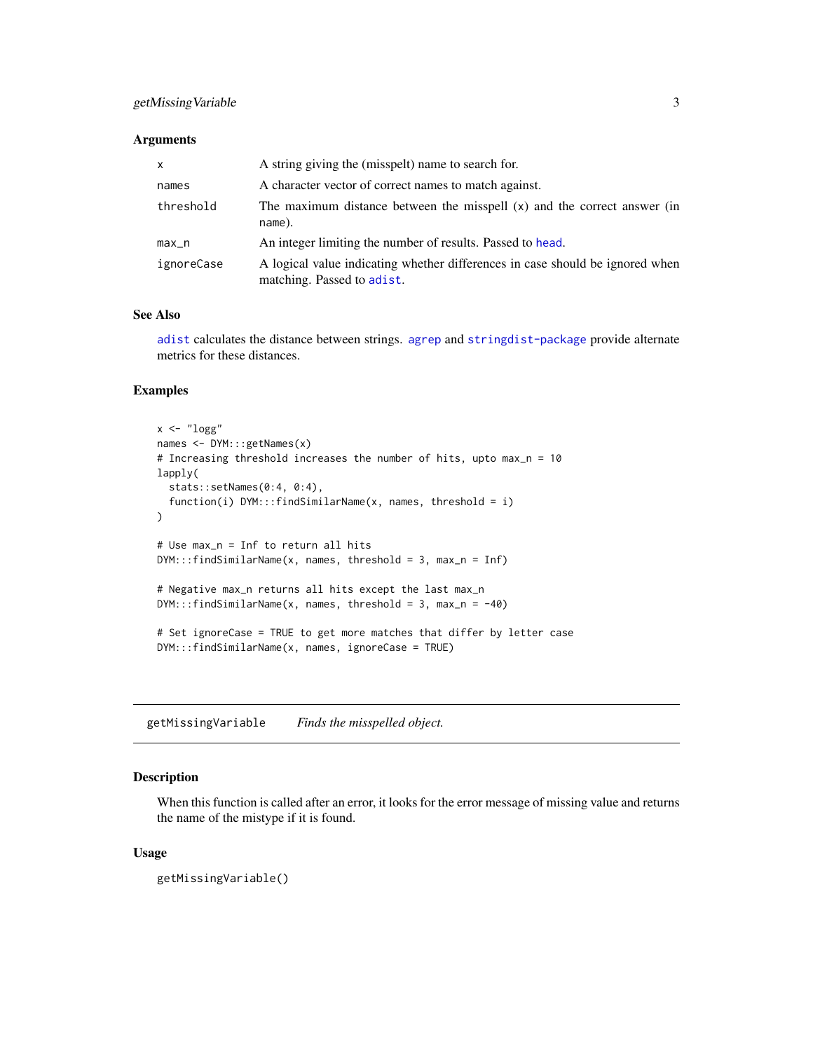### Arguments

| | |
|---|---|
| `x` | A string giving the (misspelt) name to search for. |
| `names` | A character vector of correct names to match against. |
| `threshold` | The maximum distance between the misspell (`x`) and the correct answer (in `name`). |
| `max_n` | An integer limiting the number of results. Passed to `head`. |
| `ignoreCase` | A logical value indicating whether differences in case should be ignored when matching. Passed to `adist`. |

### See Also

`adist` calculates the distance between strings. `agrep` and `stringdist-package` provide alternate metrics for these distances.

### Examples

```
x <- "logg"
names <- DYM:::getNames(x)
# Increasing threshold increases the number of hits, upto max_n = 10
lapply(
  stats::setNames(0:4, 0:4),
  function(i) DYM:::findSimilarName(x, names, threshold = i)
)

# Use max_n = Inf to return all hits
DYM:::findSimilarName(x, names, threshold = 3, max_n = Inf)

# Negative max_n returns all hits except the last max_n
DYM:::findSimilarName(x, names, threshold = 3, max_n = -40)

# Set ignoreCase = TRUE to get more matches that differ by letter case
DYM:::findSimilarName(x, names, ignoreCase = TRUE)
```

---

## getMissingVariable *Finds the misspelled object.*

---

### Description

When this function is called after an error, it looks for the error message of missing value and returns the name of the mistype if it is found.

### Usage

```
getMissingVariable()
```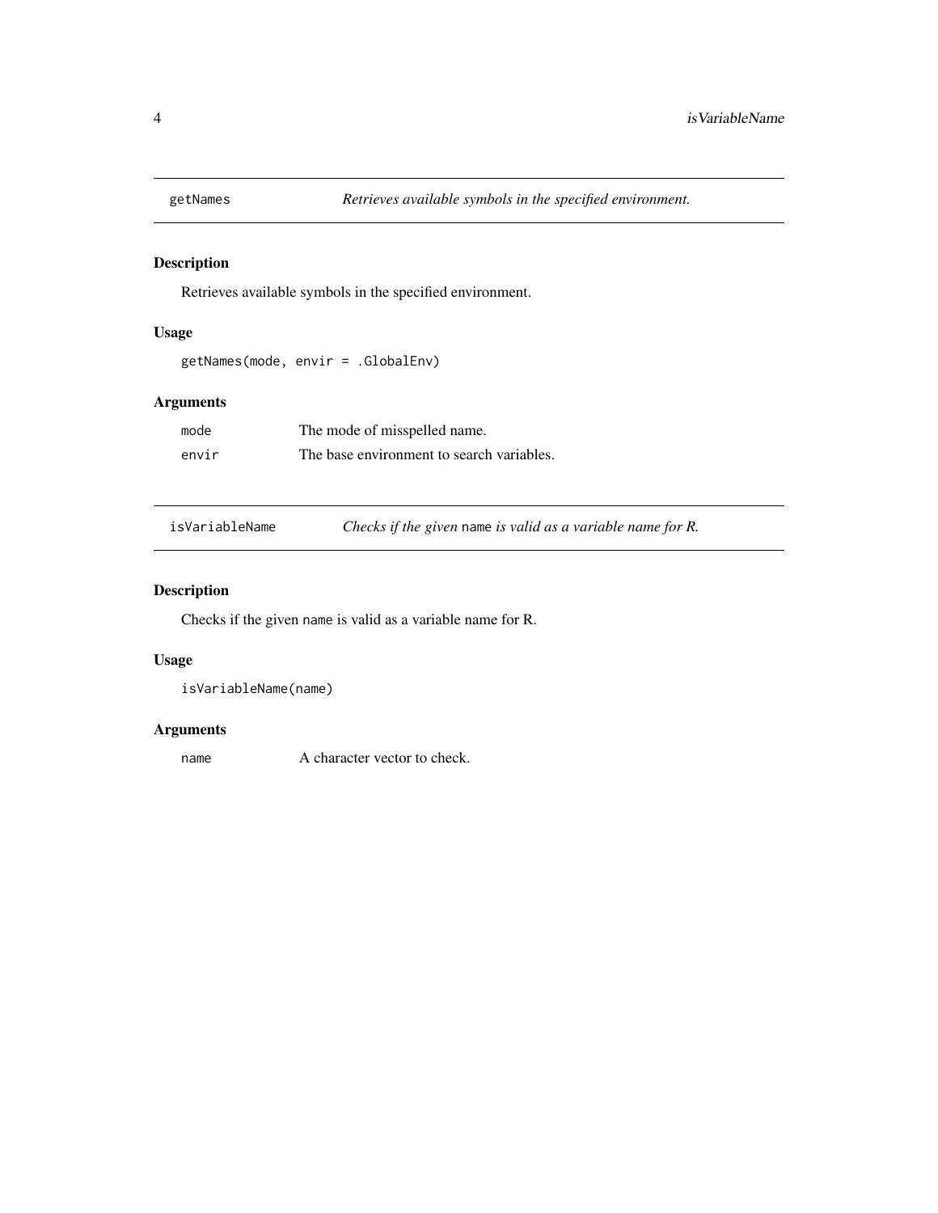## getNames — *Retrieves available symbols in the specified environment.*

### Description

Retrieves available symbols in the specified environment.

### Usage

```
getNames(mode, envir = .GlobalEnv)
```

### Arguments

| | |
|---|---|
| `mode` | The mode of misspelled name. |
| `envir` | The base environment to search variables. |

## isVariableName — *Checks if the given `name` is valid as a variable name for R.*

### Description

Checks if the given `name` is valid as a variable name for R.

### Usage

```
isVariableName(name)
```

### Arguments

| | |
|---|---|
| `name` | A character vector to check. |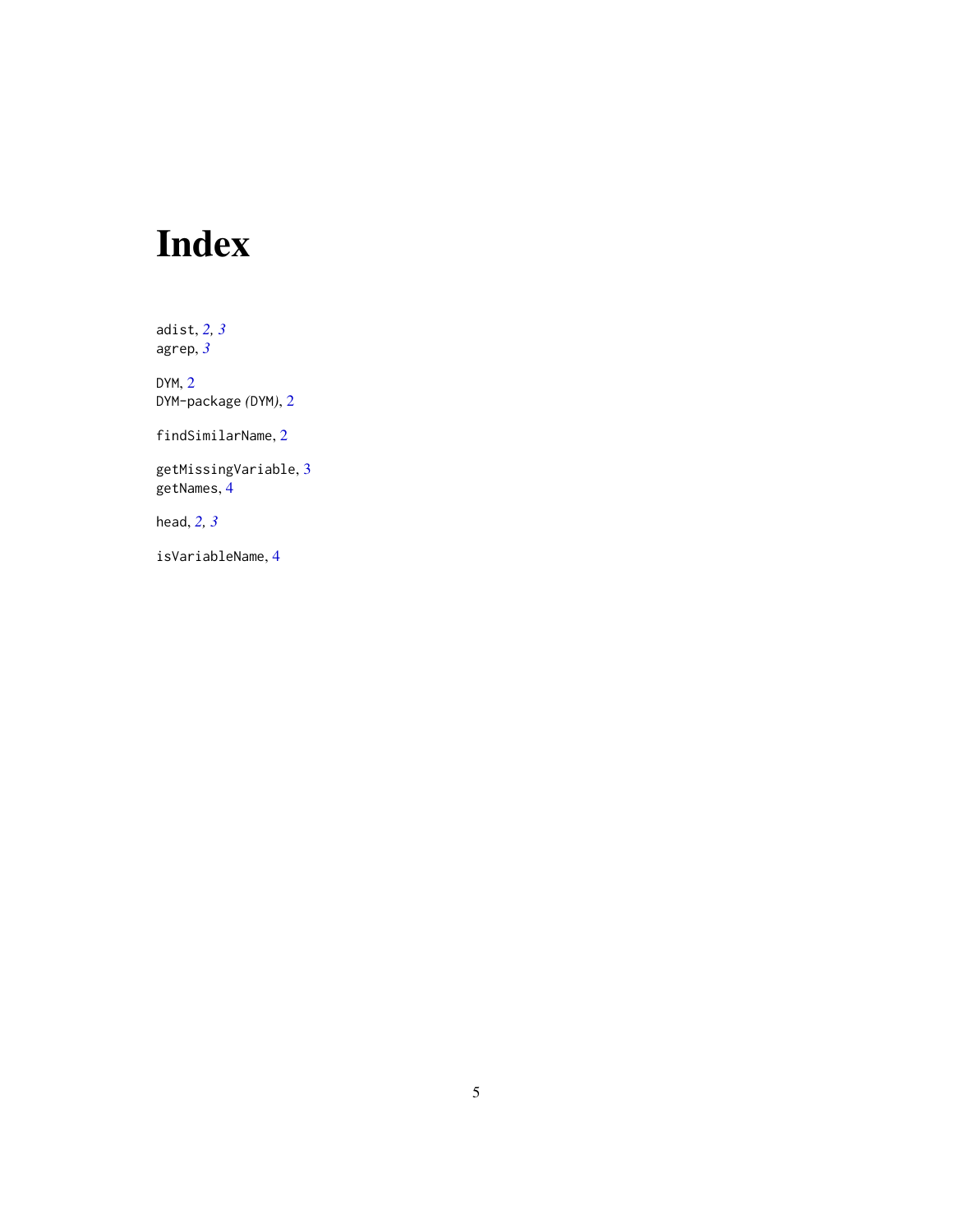# Index

adist, *2, 3*
agrep, *3*

DYM, 2
DYM-package *(*DYM*)*, 2

findSimilarName, 2

getMissingVariable, 3
getNames, 4

head, *2, 3*

isVariableName, 4